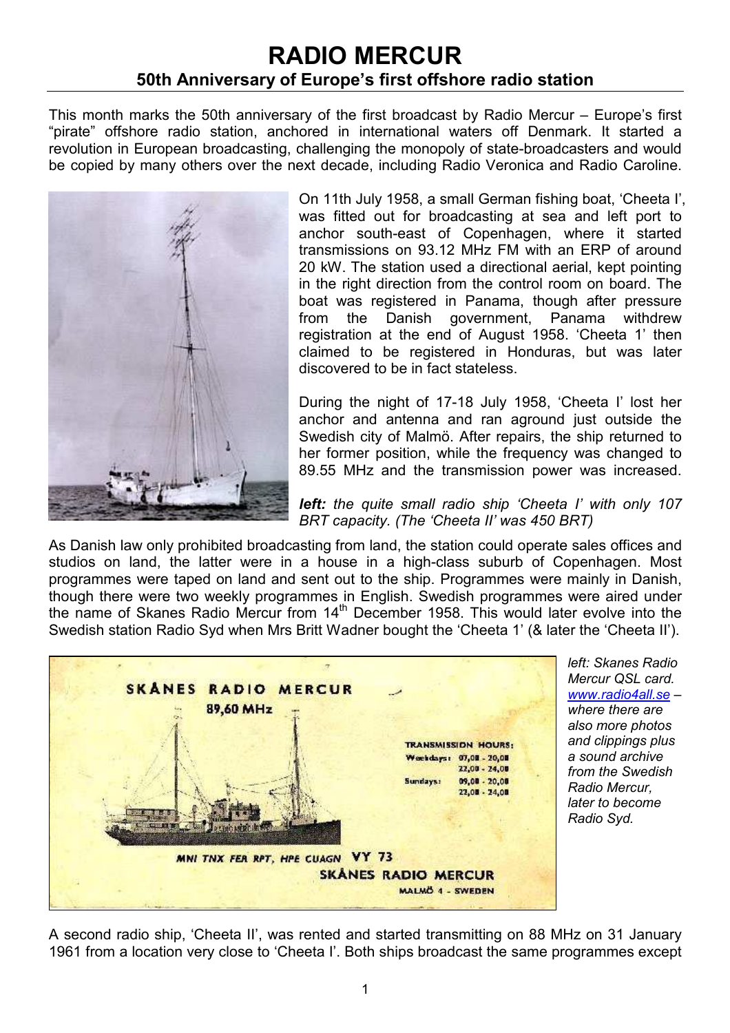# RADIO MERCUR

## 50th Anniversary of Europe's first offshore radio station

This month marks the 50th anniversary of the first broadcast by Radio Mercur – Europe's first "pirate" offshore radio station, anchored in international waters off Denmark. It started a revolution in European broadcasting, challenging the monopoly of state-broadcasters and would be copied by many others over the next decade, including Radio Veronica and Radio Caroline.

On 11th July 1958, a small German fishing boat, 'Cheeta I', was fitted out for broadcasting at sea and left port to anchor south-east of Copenhagen, where it started transmissions on 93.12 MHz FM with an ERP of around 20 kW. The station used a directional aerial, kept pointing in the right direction from the control room on board. The boat was registered in Panama, though after pressure from the Danish government, Panama withdrew registration at the end of August 1958. 'Cheeta 1' then claimed to be registered in Honduras, but was later discovered to be in fact stateless.

During the night of 17-18 July 1958, 'Cheeta I' lost her anchor and antenna and ran aground just outside the Swedish city of Malmö. After repairs, the ship returned to her former position, while the frequency was changed to 89.55 MHz and the transmission power was increased.

***left:*** *the quite small radio ship 'Cheeta I' with only 107 BRT capacity. (The 'Cheeta II' was 450 BRT)*

As Danish law only prohibited broadcasting from land, the station could operate sales offices and studios on land, the latter were in a house in a high-class suburb of Copenhagen. Most programmes were taped on land and sent out to the ship. Programmes were mainly in Danish, though there were two weekly programmes in English. Swedish programmes were aired under the name of Skanes Radio Mercur from 14th December 1958. This would later evolve into the Swedish station Radio Syd when Mrs Britt Wadner bought the 'Cheeta 1' (& later the 'Cheeta II').

*left: Skanes Radio Mercur QSL card. [www.radio4all.se](http://www.radio4all.se) – where there are also more photos and clippings plus a sound archive from the Swedish Radio Mercur, later to become Radio Syd.*

A second radio ship, 'Cheeta II', was rented and started transmitting on 88 MHz on 31 January 1961 from a location very close to 'Cheeta I'. Both ships broadcast the same programmes except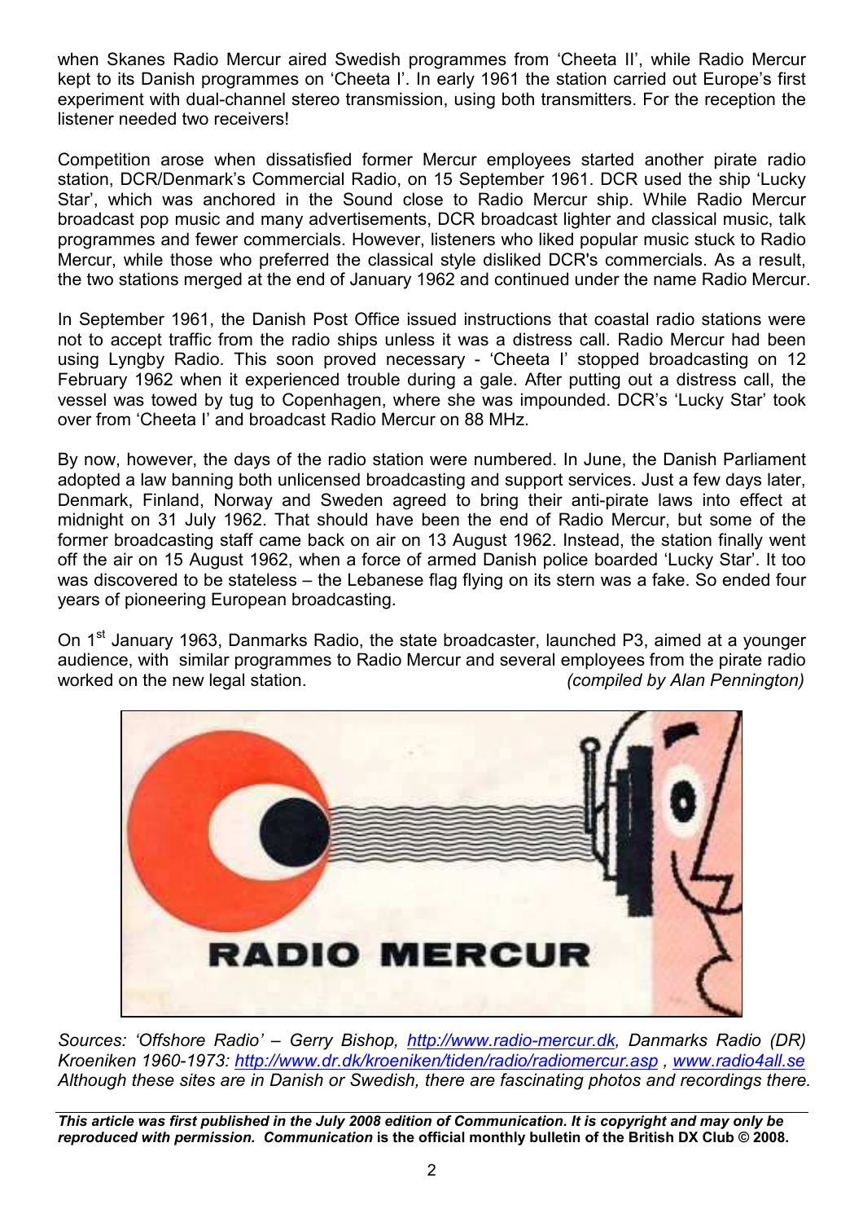when Skanes Radio Mercur aired Swedish programmes from 'Cheeta II', while Radio Mercur kept to its Danish programmes on 'Cheeta I'. In early 1961 the station carried out Europe's first experiment with dual-channel stereo transmission, using both transmitters. For the reception the listener needed two receivers!

Competition arose when dissatisfied former Mercur employees started another pirate radio station, DCR/Denmark's Commercial Radio, on 15 September 1961. DCR used the ship 'Lucky Star', which was anchored in the Sound close to Radio Mercur ship. While Radio Mercur broadcast pop music and many advertisements, DCR broadcast lighter and classical music, talk programmes and fewer commercials. However, listeners who liked popular music stuck to Radio Mercur, while those who preferred the classical style disliked DCR's commercials. As a result, the two stations merged at the end of January 1962 and continued under the name Radio Mercur.

In September 1961, the Danish Post Office issued instructions that coastal radio stations were not to accept traffic from the radio ships unless it was a distress call. Radio Mercur had been using Lyngby Radio. This soon proved necessary - 'Cheeta I' stopped broadcasting on 12 February 1962 when it experienced trouble during a gale. After putting out a distress call, the vessel was towed by tug to Copenhagen, where she was impounded. DCR's 'Lucky Star' took over from 'Cheeta I' and broadcast Radio Mercur on 88 MHz.

By now, however, the days of the radio station were numbered. In June, the Danish Parliament adopted a law banning both unlicensed broadcasting and support services. Just a few days later, Denmark, Finland, Norway and Sweden agreed to bring their anti-pirate laws into effect at midnight on 31 July 1962. That should have been the end of Radio Mercur, but some of the former broadcasting staff came back on air on 13 August 1962. Instead, the station finally went off the air on 15 August 1962, when a force of armed Danish police boarded 'Lucky Star'. It too was discovered to be stateless – the Lebanese flag flying on its stern was a fake. So ended four years of pioneering European broadcasting.

On 1st January 1963, Danmarks Radio, the state broadcaster, launched P3, aimed at a younger audience, with similar programmes to Radio Mercur and several employees from the pirate radio worked on the new legal station. *(compiled by Alan Pennington)*

RADIO MERCUR

*Sources: 'Offshore Radio' – Gerry Bishop, http://www.radio-mercur.dk, Danmarks Radio (DR) Kroeniken 1960-1973: http://www.dr.dk/kroeniken/tiden/radio/radiomercur.asp , www.radio4all.se Although these sites are in Danish or Swedish, there are fascinating photos and recordings there.*

***This article was first published in the July 2008 edition of Communication. It is copyright and may only be reproduced with permission. Communication* is the official monthly bulletin of the British DX Club © 2008.**